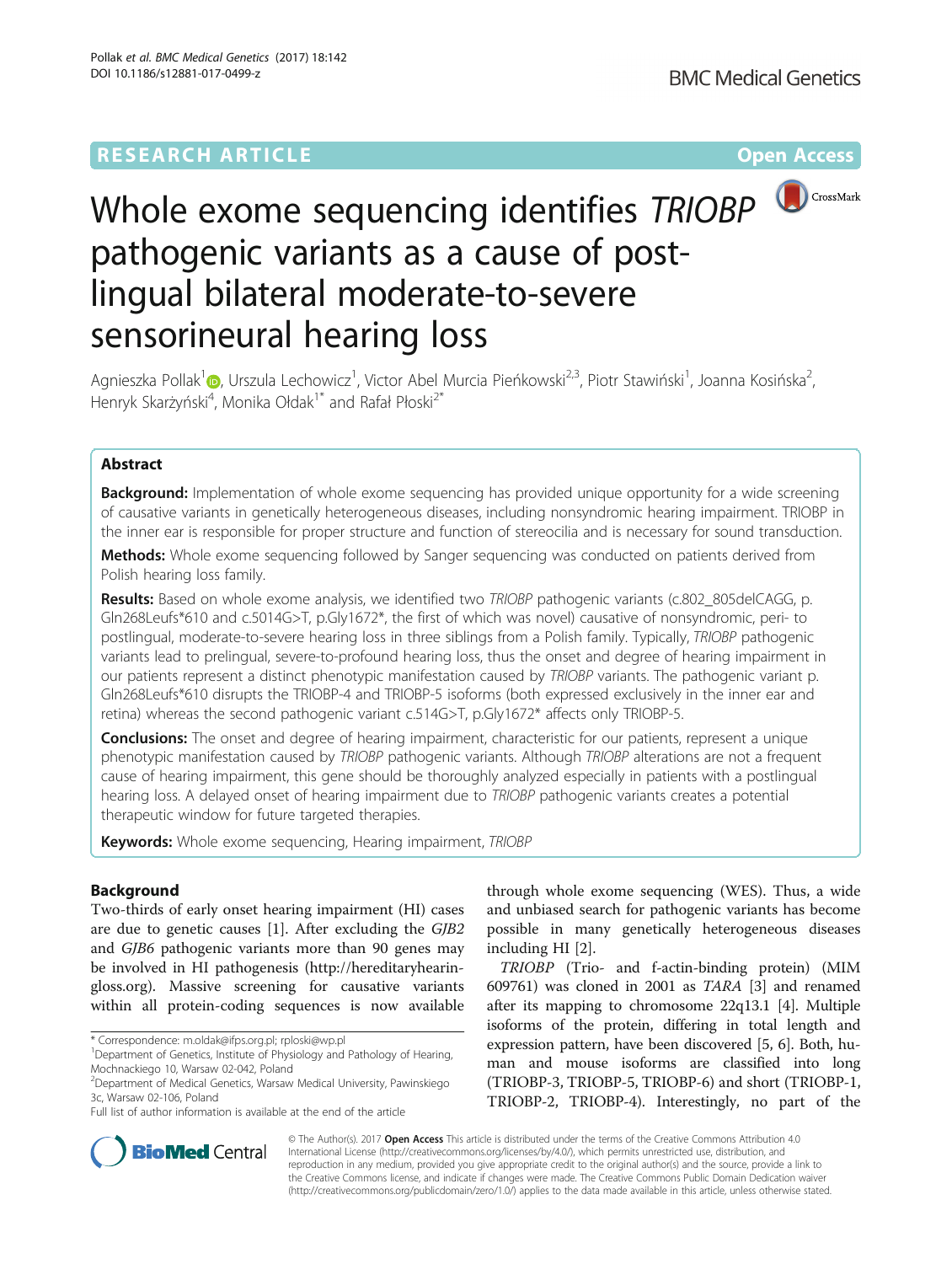**RESEARCH ARTICLE** **Open Access**

# Whole exome sequencing identifies *TRIOBP* pathogenic variants as a cause of post-lingual bilateral moderate-to-severe sensorineural hearing loss

Agnieszka Pollak[1], Urszula Lechowicz[1], Victor Abel Murcia Pieńkowski[2,3], Piotr Stawiński[1], Joanna Kosińska[2], Henryk Skarżyński[4], Monika Ołdak[1*] and Rafał Płoski[2*]

## Abstract

**Background:** Implementation of whole exome sequencing has provided unique opportunity for a wide screening of causative variants in genetically heterogeneous diseases, including nonsyndromic hearing impairment. TRIOBP in the inner ear is responsible for proper structure and function of stereocilia and is necessary for sound transduction.

**Methods:** Whole exome sequencing followed by Sanger sequencing was conducted on patients derived from Polish hearing loss family.

**Results:** Based on whole exome analysis, we identified two *TRIOBP* pathogenic variants (c.802_805delCAGG, p.Gln268Leufs*610 and c.5014G>T, p.Gly1672*, the first of which was novel) causative of nonsyndromic, peri- to postlingual, moderate-to-severe hearing loss in three siblings from a Polish family. Typically, *TRIOBP* pathogenic variants lead to prelingual, severe-to-profound hearing loss, thus the onset and degree of hearing impairment in our patients represent a distinct phenotypic manifestation caused by *TRIOBP* variants. The pathogenic variant p.Gln268Leufs*610 disrupts the TRIOBP-4 and TRIOBP-5 isoforms (both expressed exclusively in the inner ear and retina) whereas the second pathogenic variant c.514G>T, p.Gly1672* affects only TRIOBP-5.

**Conclusions:** The onset and degree of hearing impairment, characteristic for our patients, represent a unique phenotypic manifestation caused by *TRIOBP* pathogenic variants. Although *TRIOBP* alterations are not a frequent cause of hearing impairment, this gene should be thoroughly analyzed especially in patients with a postlingual hearing loss. A delayed onset of hearing impairment due to *TRIOBP* pathogenic variants creates a potential therapeutic window for future targeted therapies.

**Keywords:** Whole exome sequencing, Hearing impairment, *TRIOBP*

## Background

Two-thirds of early onset hearing impairment (HI) cases are due to genetic causes [1]. After excluding the *GJB2* and *GJB6* pathogenic variants more than 90 genes may be involved in HI pathogenesis (http://hereditaryhearingloss.org). Massive screening for causative variants within all protein-coding sequences is now available through whole exome sequencing (WES). Thus, a wide and unbiased search for pathogenic variants has become possible in many genetically heterogeneous diseases including HI [2].

*TRIOBP* (Trio- and f-actin-binding protein) (MIM 609761) was cloned in 2001 as *TARA* [3] and renamed after its mapping to chromosome 22q13.1 [4]. Multiple isoforms of the protein, differing in total length and expression pattern, have been discovered [5, 6]. Both, human and mouse isoforms are classified into long (TRIOBP-3, TRIOBP-5, TRIOBP-6) and short (TRIOBP-1, TRIOBP-2, TRIOBP-4). Interestingly, no part of the

\* Correspondence: m.oldak@ifps.org.pl; rploski@wp.pl
[1]Department of Genetics, Institute of Physiology and Pathology of Hearing, Mochnackiego 10, Warsaw 02-042, Poland
[2]Department of Medical Genetics, Warsaw Medical University, Pawinskiego 3c, Warsaw 02-106, Poland
Full list of author information is available at the end of the article

© The Author(s). 2017 **Open Access** This article is distributed under the terms of the Creative Commons Attribution 4.0 International License (http://creativecommons.org/licenses/by/4.0/), which permits unrestricted use, distribution, and reproduction in any medium, provided you give appropriate credit to the original author(s) and the source, provide a link to the Creative Commons license, and indicate if changes were made. The Creative Commons Public Domain Dedication waiver (http://creativecommons.org/publicdomain/zero/1.0/) applies to the data made available in this article, unless otherwise stated.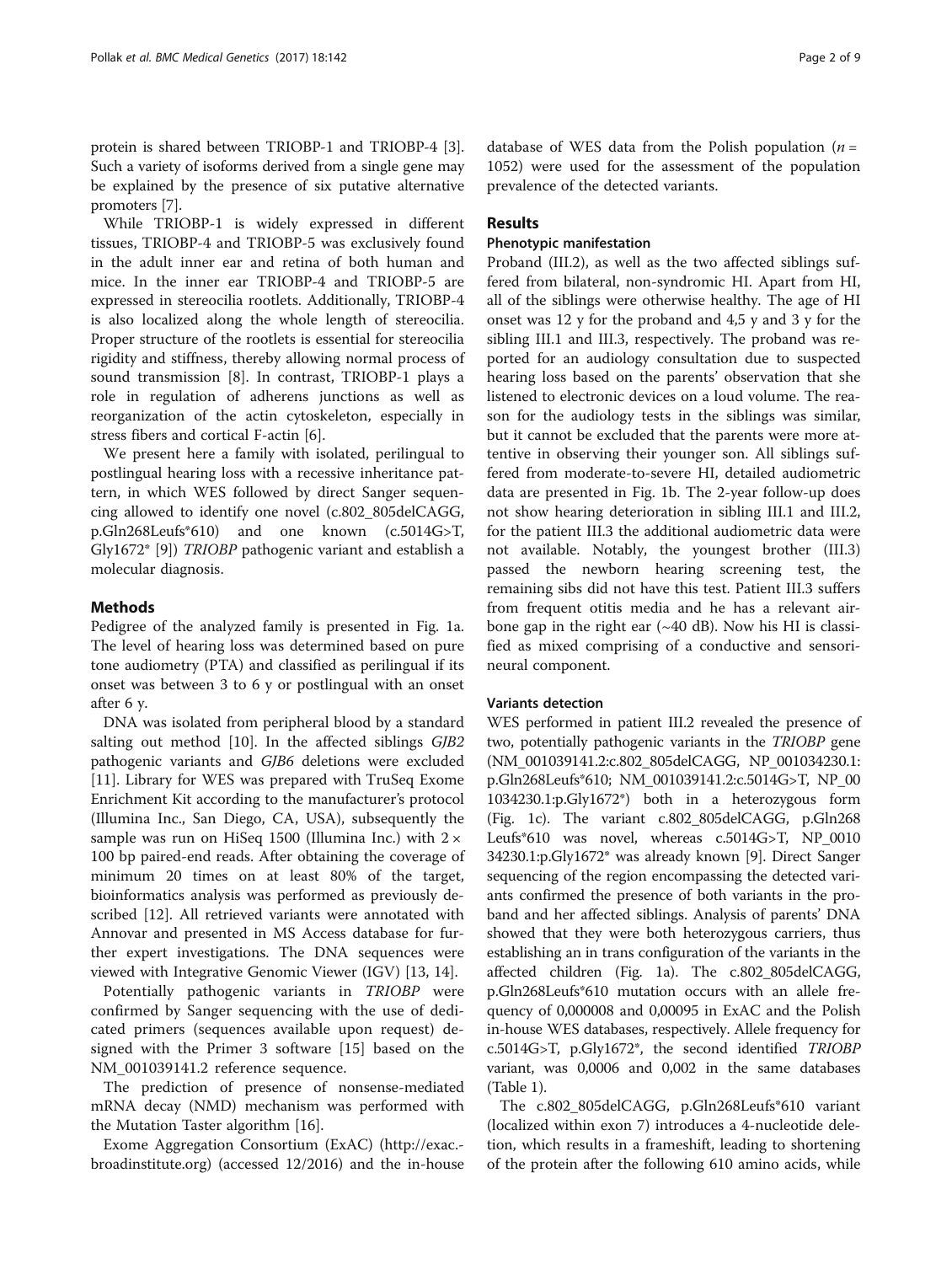protein is shared between TRIOBP-1 and TRIOBP-4 [3]. Such a variety of isoforms derived from a single gene may be explained by the presence of six putative alternative promoters [7].

While TRIOBP-1 is widely expressed in different tissues, TRIOBP-4 and TRIOBP-5 was exclusively found in the adult inner ear and retina of both human and mice. In the inner ear TRIOBP-4 and TRIOBP-5 are expressed in stereocilia rootlets. Additionally, TRIOBP-4 is also localized along the whole length of stereocilia. Proper structure of the rootlets is essential for stereocilia rigidity and stiffness, thereby allowing normal process of sound transmission [8]. In contrast, TRIOBP-1 plays a role in regulation of adherens junctions as well as reorganization of the actin cytoskeleton, especially in stress fibers and cortical F-actin [6].

We present here a family with isolated, perilingual to postlingual hearing loss with a recessive inheritance pattern, in which WES followed by direct Sanger sequencing allowed to identify one novel (c.802_805delCAGG, p.Gln268Leufs*610) and one known (c.5014G>T, Gly1672* [9]) *TRIOBP* pathogenic variant and establish a molecular diagnosis.

## Methods

Pedigree of the analyzed family is presented in Fig. 1a. The level of hearing loss was determined based on pure tone audiometry (PTA) and classified as perilingual if its onset was between 3 to 6 y or postlingual with an onset after 6 y.

DNA was isolated from peripheral blood by a standard salting out method [10]. In the affected siblings *GJB2* pathogenic variants and *GJB6* deletions were excluded [11]. Library for WES was prepared with TruSeq Exome Enrichment Kit according to the manufacturer's protocol (Illumina Inc., San Diego, CA, USA), subsequently the sample was run on HiSeq 1500 (Illumina Inc.) with 2 × 100 bp paired-end reads. After obtaining the coverage of minimum 20 times on at least 80% of the target, bioinformatics analysis was performed as previously described [12]. All retrieved variants were annotated with Annovar and presented in MS Access database for further expert investigations. The DNA sequences were viewed with Integrative Genomic Viewer (IGV) [13, 14].

Potentially pathogenic variants in *TRIOBP* were confirmed by Sanger sequencing with the use of dedicated primers (sequences available upon request) designed with the Primer 3 software [15] based on the NM_001039141.2 reference sequence.

The prediction of presence of nonsense-mediated mRNA decay (NMD) mechanism was performed with the Mutation Taster algorithm [16].

Exome Aggregation Consortium (ExAC) (http://exac.broadinstitute.org) (accessed 12/2016) and the in-house database of WES data from the Polish population ($n$ = 1052) were used for the assessment of the population prevalence of the detected variants.

## Results

### Phenotypic manifestation

Proband (III.2), as well as the two affected siblings suffered from bilateral, non-syndromic HI. Apart from HI, all of the siblings were otherwise healthy. The age of HI onset was 12 y for the proband and 4,5 y and 3 y for the sibling III.1 and III.3, respectively. The proband was reported for an audiology consultation due to suspected hearing loss based on the parents' observation that she listened to electronic devices on a loud volume. The reason for the audiology tests in the siblings was similar, but it cannot be excluded that the parents were more attentive in observing their younger son. All siblings suffered from moderate-to-severe HI, detailed audiometric data are presented in Fig. 1b. The 2-year follow-up does not show hearing deterioration in sibling III.1 and III.2, for the patient III.3 the additional audiometric data were not available. Notably, the youngest brother (III.3) passed the newborn hearing screening test, the remaining sibs did not have this test. Patient III.3 suffers from frequent otitis media and he has a relevant air-bone gap in the right ear (~40 dB). Now his HI is classified as mixed comprising of a conductive and sensorineural component.

### Variants detection

WES performed in patient III.2 revealed the presence of two, potentially pathogenic variants in the *TRIOBP* gene (NM_001039141.2:c.802_805delCAGG, NP_001034230.1:p.Gln268Leufs*610; NM_001039141.2:c.5014G>T, NP_001034230.1:p.Gly1672*) both in a heterozygous form (Fig. 1c). The variant c.802_805delCAGG, p.Gln268Leufs*610 was novel, whereas c.5014G>T, NP_001034230.1:p.Gly1672* was already known [9]. Direct Sanger sequencing of the region encompassing the detected variants confirmed the presence of both variants in the proband and her affected siblings. Analysis of parents' DNA showed that they were both heterozygous carriers, thus establishing an in trans configuration of the variants in the affected children (Fig. 1a). The c.802_805delCAGG, p.Gln268Leufs*610 mutation occurs with an allele frequency of 0,000008 and 0,00095 in ExAC and the Polish in-house WES databases, respectively. Allele frequency for c.5014G>T, p.Gly1672*, the second identified *TRIOBP* variant, was 0,0006 and 0,002 in the same databases (Table 1).

The c.802_805delCAGG, p.Gln268Leufs*610 variant (localized within exon 7) introduces a 4-nucleotide deletion, which results in a frameshift, leading to shortening of the protein after the following 610 amino acids, while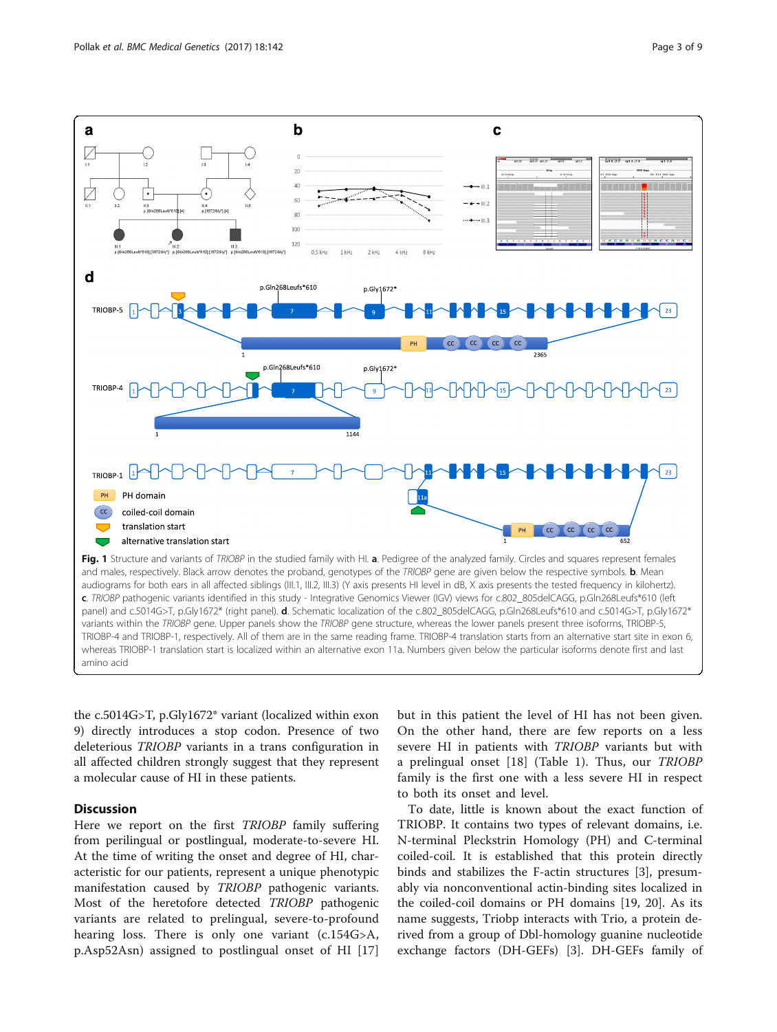**Fig. 1** Structure and variants of *TRIOBP* in the studied family with HI. **a**. Pedigree of the analyzed family. Circles and squares represent females and males, respectively. Black arrow denotes the proband, genotypes of the *TRIOBP* gene are given below the respective symbols. **b**. Mean audiograms for both ears in all affected siblings (III.1, III.2, III.3) (Y axis presents HI level in dB, X axis presents the tested frequency in kilohertz). **c**. *TRIOBP* pathogenic variants identified in this study - Integrative Genomics Viewer (IGV) views for c.802_805delCAGG, p.Gln268Leufs*610 (left panel) and c.5014G>T, p.Gly1672* (right panel). **d**. Schematic localization of the c.802_805delCAGG, p.Gln268Leufs*610 and c.5014G>T, p.Gly1672* variants within the *TRIOBP* gene. Upper panels show the *TRIOBP* gene structure, whereas the lower panels present three isoforms, TRIOBP-5, TRIOBP-4 and TRIOBP-1, respectively. All of them are in the same reading frame. TRIOBP-4 translation starts from an alternative start site in exon 6, whereas TRIOBP-1 translation start is localized within an alternative exon 11a. Numbers given below the particular isoforms denote first and last amino acid

the c.5014G>T, p.Gly1672* variant (localized within exon 9) directly introduces a stop codon. Presence of two deleterious *TRIOBP* variants in a trans configuration in all affected children strongly suggest that they represent a molecular cause of HI in these patients.

## Discussion

Here we report on the first *TRIOBP* family suffering from perilingual or postlingual, moderate-to-severe HI. At the time of writing the onset and degree of HI, characteristic for our patients, represent a unique phenotypic manifestation caused by *TRIOBP* pathogenic variants. Most of the heretofore detected *TRIOBP* pathogenic variants are related to prelingual, severe-to-profound hearing loss. There is only one variant (c.154G>A, p.Asp52Asn) assigned to postlingual onset of HI [17] but in this patient the level of HI has not been given. On the other hand, there are few reports on a less severe HI in patients with *TRIOBP* variants but with a prelingual onset [18] (Table 1). Thus, our *TRIOBP* family is the first one with a less severe HI in respect to both its onset and level.

To date, little is known about the exact function of TRIOBP. It contains two types of relevant domains, i.e. N-terminal Pleckstrin Homology (PH) and C-terminal coiled-coil. It is established that this protein directly binds and stabilizes the F-actin structures [3], presumably via nonconventional actin-binding sites localized in the coiled-coil domains or PH domains [19, 20]. As its name suggests, Triobp interacts with Trio, a protein derived from a group of Dbl-homology guanine nucleotide exchange factors (DH-GEFs) [3]. DH-GEFs family of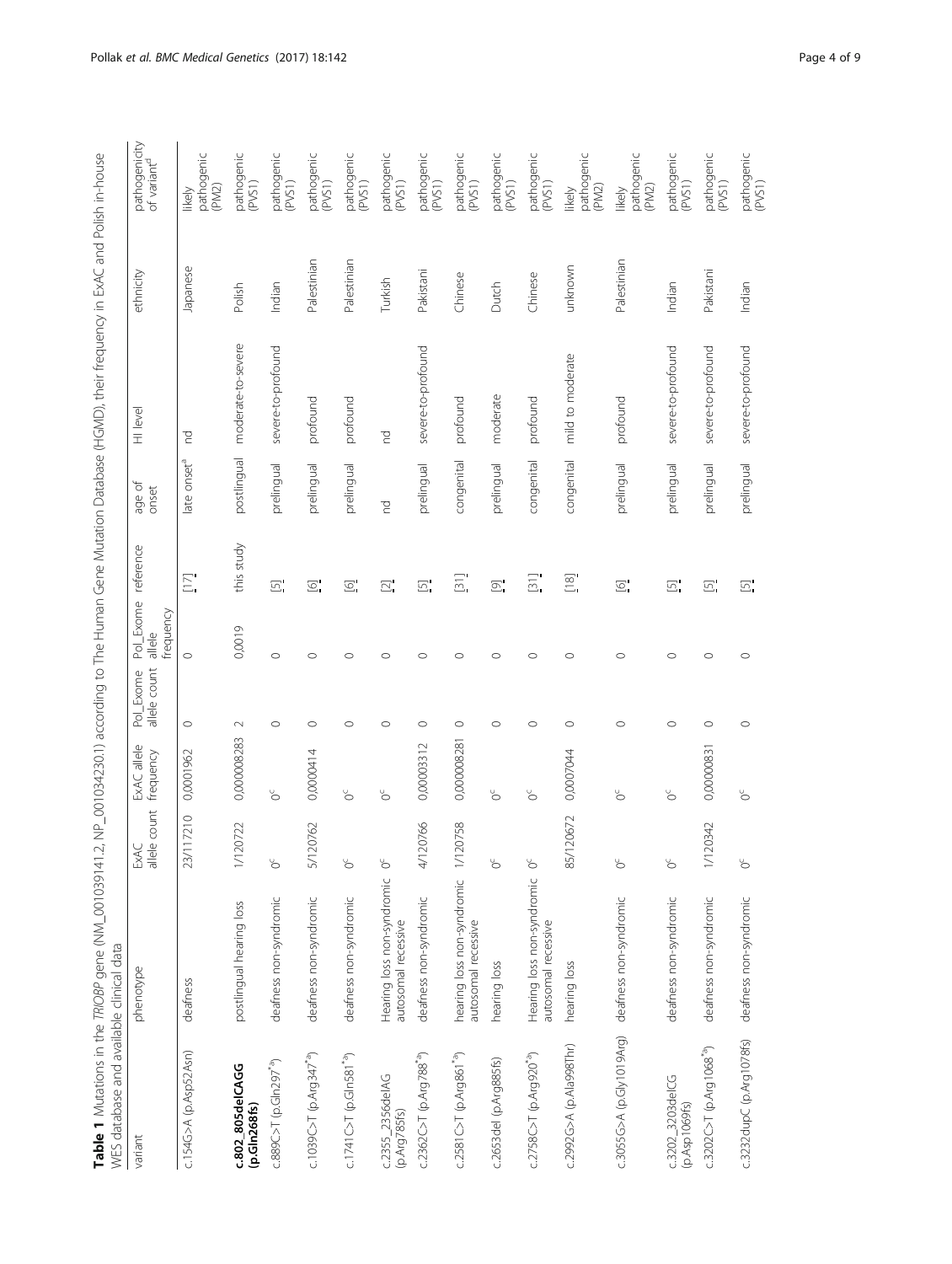**Table 1** Mutations in the *TRIOBP* gene (NM_001039141.2, NP_001034230.1) according to The Human Gene Mutation Database (HGMD), their frequency in ExAC and Polish in-house WES database and available clinical data

| variant | phenotype | ExAC allele count | ExAC allele frequency | Pol_Exome allele count | Pol_Exome allele frequency | reference | age of onset | HI level | ethnicity | pathogenicity of variant[d] |
|---|---|---|---|---|---|---|---|---|---|---|
| c.154G>A (p.Asp52Asn) | deafness | 23/117210 | 0,0001962 | 0 | 0 | [17] | late onset[a] | nd | Japanese | likely pathogenic (PM2) |
| **c.802_805delCAGG (p.Gln268fs)** | postlingual hearing loss | 1/120722 | 0,000008283 | 2 | 0,0019 | this study | postlingual | moderate-to-severe | Polish | pathogenic (PVS1) |
| c.889C>T (p.Gln297*[a]) | deafness non-syndromic | 0[c] | 0[c] | 0 | 0 | [5] | prelingual | severe-to-profound | Indian | pathogenic (PVS1) |
| c.1039C>T (p.Arg347*[a]) | deafness non-syndromic | 5/120762 | 0,0000414 | 0 | 0 | [6] | prelingual | profound | Palestinian | pathogenic (PVS1) |
| c.1741C>T (p.Gln581*[a]) | deafness non-syndromic | 0[c] | 0[c] | 0 | 0 | [6] | prelingual | profound | Palestinian | pathogenic (PVS1) |
| c.2355_2356delAG (p.Arg785fs) | Hearing loss non-syndromic autosomal recessive | 0[c] | 0[c] | 0 | 0 | [2] | nd | nd | Turkish | pathogenic (PVS1) |
| c.2362C>T (p.Arg788*[a]) | deafness non-syndromic | 4/120766 | 0,00003312 | 0 | 0 | [5] | prelingual | severe-to-profound | Pakistani | pathogenic (PVS1) |
| c.2581C>T (p.Arg861*[a]) | hearing loss non-syndromic autosomal recessive | 1/120758 | 0,000008281 | 0 | 0 | [31] | congenital | profound | Chinese | pathogenic (PVS1) |
| c.2653del (p.Arg885fs) | hearing loss | 0[c] | 0[c] | 0 | 0 | [9] | prelingual | moderate | Dutch | pathogenic (PVS1) |
| c.2758C>T (p.Arg920*[a]) | Hearing loss non-syndromic autosomal recessive | 0[c] | 0[c] | 0 | 0 | [31] | congenital | profound | Chinese | pathogenic (PVS1) |
| c.2992G>A (p.Ala998Thr) | hearing loss | 85/120672 | 0,0007044 | 0 | 0 | [18] | congenital | mild to moderate | unknown | likely pathogenic (PM2) |
| c.3055G>A (p.Gly1019Arg) | deafness non-syndromic | 0[c] | 0[c] | 0 | 0 | [6] | prelingual | profound | Palestinian | likely pathogenic (PM2) |
| c.3202_3203delCG (p.Asp1069fs) | deafness non-syndromic | 0[c] | 0[c] | 0 | 0 | [5] | prelingual | severe-to-profound | Indian | pathogenic (PVS1) |
| c.3202C>T (p.Arg1068*[a]) | deafness non-syndromic | 1/120342 | 0,00000831 | 0 | 0 | [5] | prelingual | severe-to-profound | Pakistani | pathogenic (PVS1) |
| c.3232dupC (p.Arg1078fs) | deafness non-syndromic | 0[c] | 0[c] | 0 | 0 | [5] | prelingual | severe-to-profound | Indian | pathogenic (PVS1) |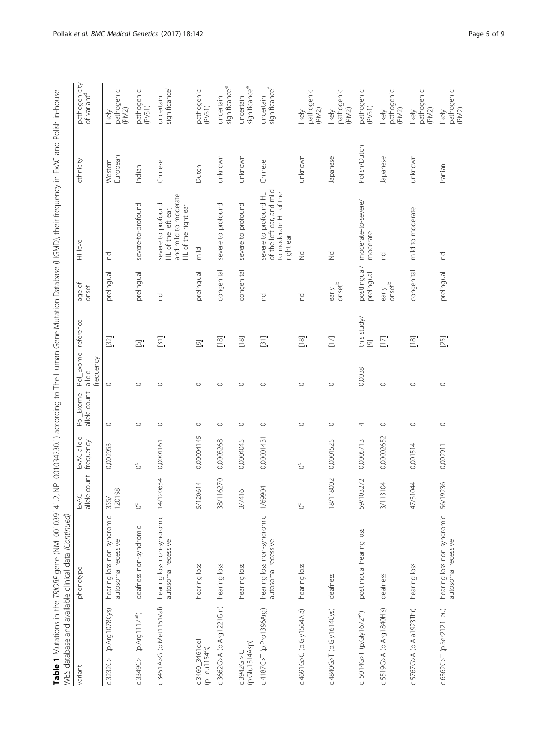**Table 1** Mutations in the *TRIOBP* gene (NM_001039141.2, NP_001034230.1) according to The Human Gene Mutation Database (HGMD), their frequency in ExAC and Polish in-house WES database and available clinical data *(Continued)*

| variant | phenotype | ExAC allele count | ExAC allele frequency | Pol_Exome allele count | Pol_Exome allele frequency | reference | age of onset | Hl level | ethnicity | pathogenicity of variant[d] |
|---|---|---|---|---|---|---|---|---|---|---|
| c.3232C>T (p.Arg1078Cys) | hearing loss non-syndromic autosomal recessive | 355/120198 | 0,002953 | 0 | 0 | [32] | prelingual | nd | Western-European | likely pathogenic (PM2) |
| c.3349C>T (p.Arg1117*[a]) | deafness non-syndromic | 0[c] | 0[c] | 0 | 0 | [5] | prelingual | severe-to-profound | Indian | pathogenic (PVS1) |
| c.3451A>G (p.Met1151Val) | hearing loss non-syndromic autosomal recessive | 14/120634 | 0,0001161 | 0 | 0 | [31] | nd | severe to profound HL of the left ear, and mild to moderate HL of the right ear | Chinese | uncertain significance[f] |
| c.3460_3461del (p.Leu1154fs) | hearing loss | 5/120614 | 0,00004145 | 0 | 0 | [9] | prelingual | mild | Dutch | pathogenic (PVS1) |
| c.3662G>A (p.Arg1221Gln) | hearing loss | 38/116270 | 0,0003268 | 0 | 0 | [18] | congenital | severe to profound | unknown | uncertain significance[e] |
| c.3942G>C (p.Glu1314Asp) | hearing loss | 3/7416 | 0,0004045 | 0 | 0 | [18] | congenital | severe to profound | unknown | uncertain significance[e] |
| c.4187C>T (p.Pro1396Arg) | hearing loss non-syndromic autosomal recessive | 1/69904 | 0,00001431 | 0 | 0 | [31] | nd | severe to profound HL of the left ear, and mild to moderate HL of the right ear | Chinese | uncertain significance[f] |
| c.4691G>C (p.Gly1564Ala) | hearing loss | 0[c] | 0[c] | 0 | 0 | [18] | nd | Nd | unknown | likely pathogenic (PM2) |
| c.4840G>T (p.Gly1614Cys) | deafness | 18/118002 | 0,0001525 | 0 | 0 | [17] | early onset[b] | Nd | Japanese | likely pathogenic (PM2) |
| c. 5014G>T (p.Gly1672*[a]) | postlingual hearing loss | 59/103272 | 0,0005713 | 4 | 0,0038 | this study/[9] | postlingual/prelingual | moderate-to-severe/moderate | Polish/Dutch | pathogenic (PVS1) |
| c.5519G>A (p.Arg1840His) | deafness | 3/113104 | 0,00002652 | 0 | 0 | [17] | early onset[b] | nd | Japanese | likely pathogenic (PM2) |
| c.5767G>A (p.Ala1923Thr) | hearing loss | 47/31044 | 0,001514 | 0 | 0 | [18] | congenital | mild to moderate | unknown | likely pathogenic (PM2) |
| c.6362C>T (p.Ser2121Leu) | hearing loss non-syndromic autosomal recessive | 56/19236 | 0,002911 | 0 | 0 | [25] | prelingual | nd | Iranian | likely pathogenic (PM2) |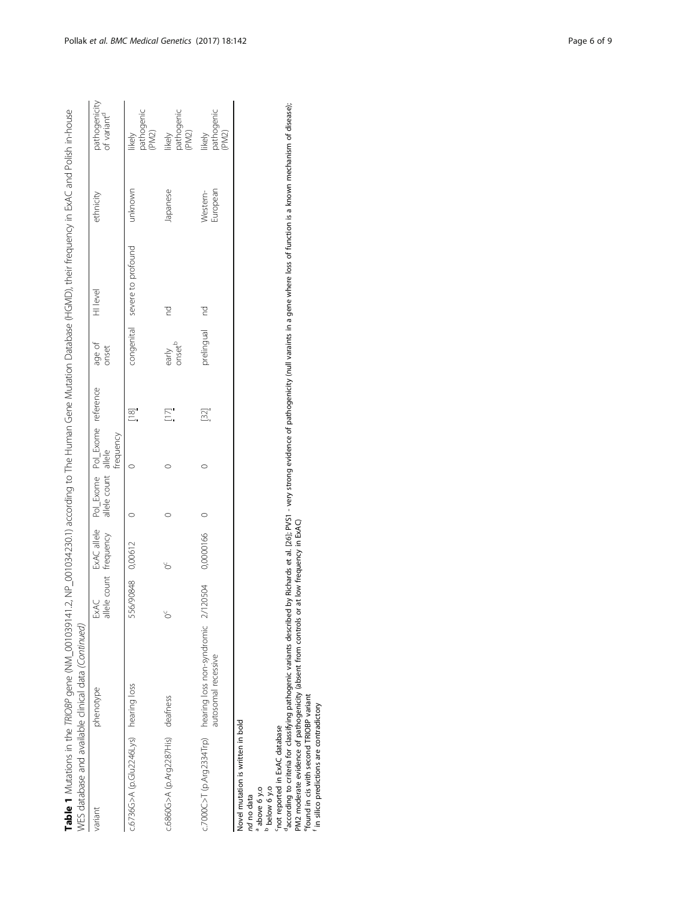**Table 1** Mutations in the *TRIOBP* gene (NM_001039141.2, NP_001034230.1) according to The Human Gene Mutation Database (HGMD), their frequency in ExAC and Polish in-house WES database and available clinical data *(Continued)*

| variant | phenotype | ExAC allele count | ExAC allele frequency | Pol_Exome allele count | Pol_Exome allele frequency | reference | age of onset | HI level | ethnicity | pathogenicity of variant[d] |
|---|---|---|---|---|---|---|---|---|---|---|
| c.6736G>A (p.Glu2246Lys) | hearing loss | 556/90848 | 0,00612 | 0 | 0 | [18] | congenital | severe to profound | unknown | likely pathogenic (PM2) |
| c.6860G>A (p.Arg2287His) | deafness | 0[c] | 0[c] | 0 | 0 | [17] | early onset[b] | nd | Japanese | likely pathogenic (PM2) |
| c.7000C>T (p.Arg2334Trp) | hearing loss non-syndromic autosomal recessive | 2/120504 | 0,0000166 | 0 | 0 | [32] | prelingual | nd | Western-European | likely pathogenic (PM2) |

Novel mutation is written in bold
*nd* no data
[a] above 6 y.o
[b] below 6 y.o
[c] not reported in ExAC database
[d] according to criteria for classifying pathogenic variants described by Richards et al. [26]; PVS1 - very strong evidence of pathogenicity (null varaints in a gene where loss of function is a known mechanism of disease); PM2 moderate evidence of pathogenicity (absent from controls or at low frequency in ExAC)
[e] found in cis with second TRIOBP variant
[f] in silico predictions are contradictory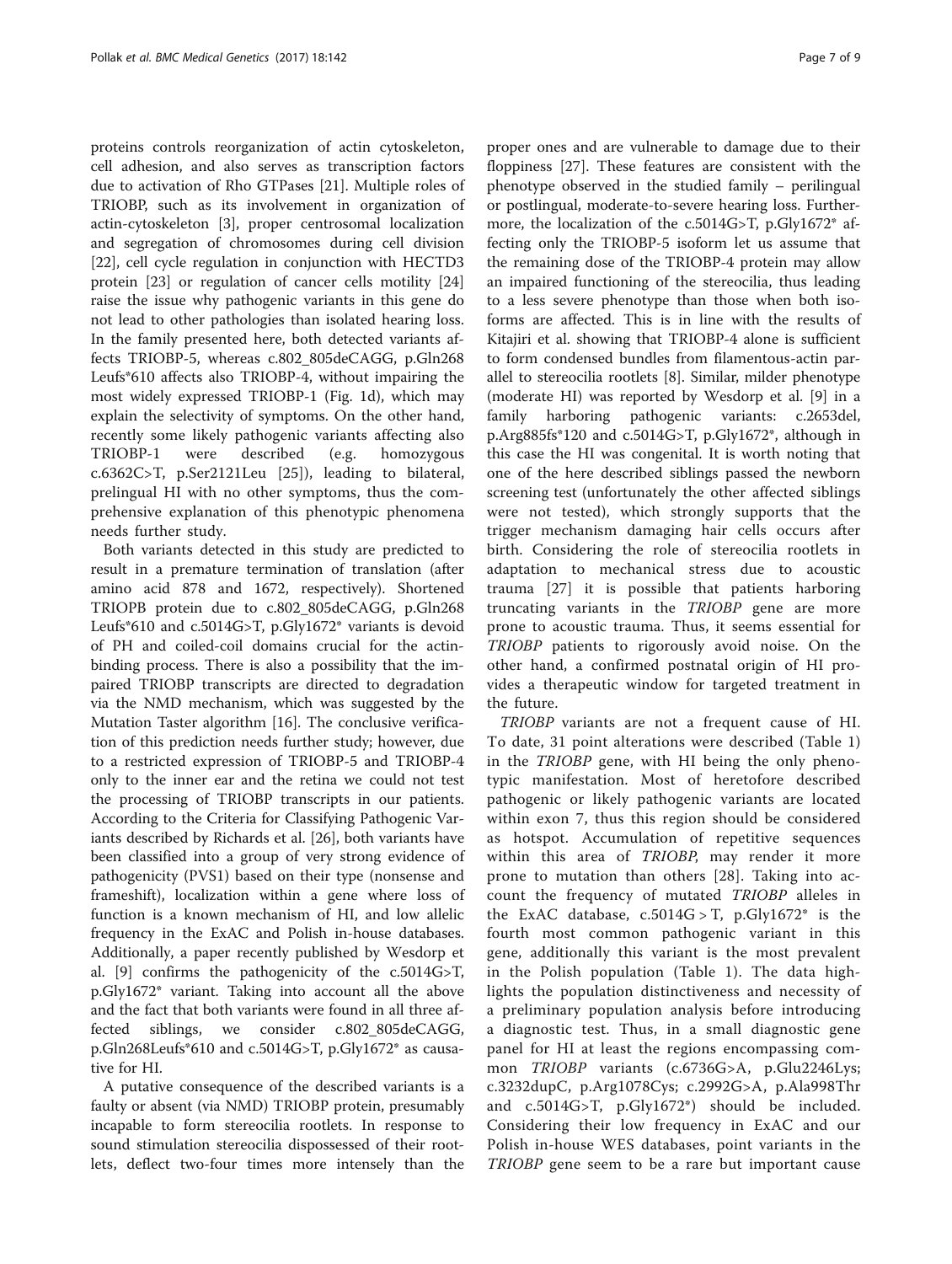proteins controls reorganization of actin cytoskeleton, cell adhesion, and also serves as transcription factors due to activation of Rho GTPases [21]. Multiple roles of TRIOBP, such as its involvement in organization of actin-cytoskeleton [3], proper centrosomal localization and segregation of chromosomes during cell division [22], cell cycle regulation in conjunction with HECTD3 protein [23] or regulation of cancer cells motility [24] raise the issue why pathogenic variants in this gene do not lead to other pathologies than isolated hearing loss. In the family presented here, both detected variants affects TRIOBP-5, whereas c.802_805deCAGG, p.Gln268 Leufs*610 affects also TRIOBP-4, without impairing the most widely expressed TRIOBP-1 (Fig. 1d), which may explain the selectivity of symptoms. On the other hand, recently some likely pathogenic variants affecting also TRIOBP-1 were described (e.g. homozygous c.6362C>T, p.Ser2121Leu [25]), leading to bilateral, prelingual HI with no other symptoms, thus the comprehensive explanation of this phenotypic phenomena needs further study.

Both variants detected in this study are predicted to result in a premature termination of translation (after amino acid 878 and 1672, respectively). Shortened TRIOPB protein due to c.802_805deCAGG, p.Gln268 Leufs*610 and c.5014G>T, p.Gly1672* variants is devoid of PH and coiled-coil domains crucial for the actin-binding process. There is also a possibility that the impaired TRIOBP transcripts are directed to degradation via the NMD mechanism, which was suggested by the Mutation Taster algorithm [16]. The conclusive verification of this prediction needs further study; however, due to a restricted expression of TRIOBP-5 and TRIOBP-4 only to the inner ear and the retina we could not test the processing of TRIOBP transcripts in our patients. According to the Criteria for Classifying Pathogenic Variants described by Richards et al. [26], both variants have been classified into a group of very strong evidence of pathogenicity (PVS1) based on their type (nonsense and frameshift), localization within a gene where loss of function is a known mechanism of HI, and low allelic frequency in the ExAC and Polish in-house databases. Additionally, a paper recently published by Wesdorp et al. [9] confirms the pathogenicity of the c.5014G>T, p.Gly1672* variant. Taking into account all the above and the fact that both variants were found in all three affected siblings, we consider c.802_805deCAGG, p.Gln268Leufs*610 and c.5014G>T, p.Gly1672* as causative for HI.

A putative consequence of the described variants is a faulty or absent (via NMD) TRIOBP protein, presumably incapable to form stereocilia rootlets. In response to sound stimulation stereocilia dispossessed of their rootlets, deflect two-four times more intensely than the proper ones and are vulnerable to damage due to their floppiness [27]. These features are consistent with the phenotype observed in the studied family – perilingual or postlingual, moderate-to-severe hearing loss. Furthermore, the localization of the c.5014G>T, p.Gly1672* affecting only the TRIOBP-5 isoform let us assume that the remaining dose of the TRIOBP-4 protein may allow an impaired functioning of the stereocilia, thus leading to a less severe phenotype than those when both isoforms are affected. This is in line with the results of Kitajiri et al. showing that TRIOBP-4 alone is sufficient to form condensed bundles from filamentous-actin parallel to stereocilia rootlets [8]. Similar, milder phenotype (moderate HI) was reported by Wesdorp et al. [9] in a family harboring pathogenic variants: c.2653del, p.Arg885fs*120 and c.5014G>T, p.Gly1672*, although in this case the HI was congenital. It is worth noting that one of the here described siblings passed the newborn screening test (unfortunately the other affected siblings were not tested), which strongly supports that the trigger mechanism damaging hair cells occurs after birth. Considering the role of stereocilia rootlets in adaptation to mechanical stress due to acoustic trauma [27] it is possible that patients harboring truncating variants in the *TRIOBP* gene are more prone to acoustic trauma. Thus, it seems essential for *TRIOBP* patients to rigorously avoid noise. On the other hand, a confirmed postnatal origin of HI provides a therapeutic window for targeted treatment in the future.

*TRIOBP* variants are not a frequent cause of HI. To date, 31 point alterations were described (Table 1) in the *TRIOBP* gene, with HI being the only phenotypic manifestation. Most of heretofore described pathogenic or likely pathogenic variants are located within exon 7, thus this region should be considered as hotspot. Accumulation of repetitive sequences within this area of *TRIOBP*, may render it more prone to mutation than others [28]. Taking into account the frequency of mutated *TRIOBP* alleles in the ExAC database, c.5014G > T, p.Gly1672* is the fourth most common pathogenic variant in this gene, additionally this variant is the most prevalent in the Polish population (Table 1). The data highlights the population distinctiveness and necessity of a preliminary population analysis before introducing a diagnostic test. Thus, in a small diagnostic gene panel for HI at least the regions encompassing common *TRIOBP* variants (c.6736G>A, p.Glu2246Lys; c.3232dupC, p.Arg1078Cys; c.2992G>A, p.Ala998Thr and c.5014G>T, p.Gly1672*) should be included. Considering their low frequency in ExAC and our Polish in-house WES databases, point variants in the *TRIOBP* gene seem to be a rare but important cause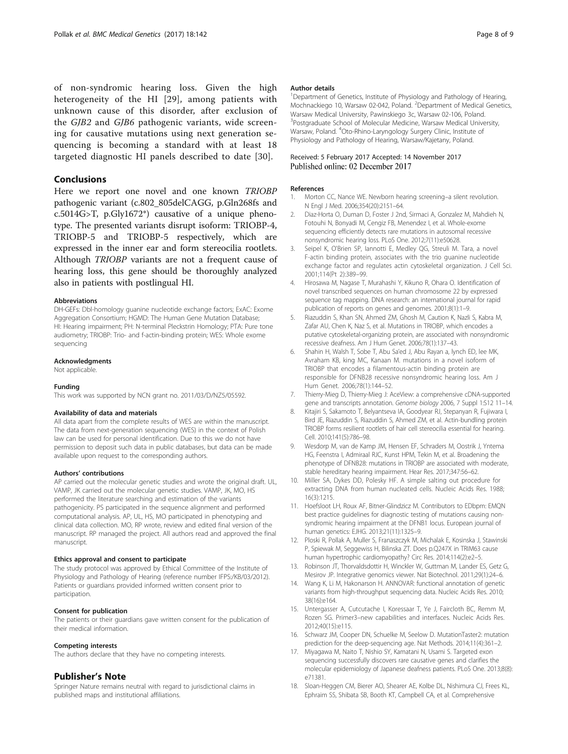of non-syndromic hearing loss. Given the high heterogeneity of the HI [29], among patients with unknown cause of this disorder, after exclusion of the *GJB2* and *GJB6* pathogenic variants, wide screening for causative mutations using next generation sequencing is becoming a standard with at least 18 targeted diagnostic HI panels described to date [30].

## Conclusions

Here we report one novel and one known *TRIOBP* pathogenic variant (c.802_805delCAGG, p.Gln268fs and c.5014G>T, p.Gly1672*) causative of a unique phenotype. The presented variants disrupt isoform: TRIOBP-4, TRIOBP-5 and TRIOBP-5 respectively, which are expressed in the inner ear and form stereocilia rootlets. Although *TRIOBP* variants are not a frequent cause of hearing loss, this gene should be thoroughly analyzed also in patients with postlingual HI.

#### Abbreviations

DH-GEFs: Dbl-homology guanine nucleotide exchange factors; ExAC: Exome Aggregation Consortium; HGMD: The Human Gene Mutation Database; HI: Hearing impairment; PH: N-terminal Pleckstrin Homology; PTA: Pure tone audiometry; TRIOBP: Trio- and f-actin-binding protein; WES: Whole exome sequencing

#### Acknowledgments

Not applicable.

#### Funding

This work was supported by NCN grant no. 2011/03/D/NZ5/05592.

#### Availability of data and materials

All data apart from the complete results of WES are within the manuscript. The data from next-generation sequencing (WES) in the context of Polish law can be used for personal identification. Due to this we do not have permission to deposit such data in public databases, but data can be made available upon request to the corresponding authors.

#### Authors' contributions

AP carried out the molecular genetic studies and wrote the original draft. UL, VAMP, JK carried out the molecular genetic studies. VAMP, JK, MO, HS performed the literature searching and estimation of the variants pathogenicity. PS participated in the sequence alignment and performed computational analysis. AP, UL, HS, MO participated in phenotyping and clinical data collection. MO, RP wrote, review and edited final version of the manuscript. RP managed the project. All authors read and approved the final manuscript.

#### Ethics approval and consent to participate

The study protocol was approved by Ethical Committee of the Institute of Physiology and Pathology of Hearing (reference number IFPS:/KB/03/2012). Patients or guardians provided informed written consent prior to participation.

#### Consent for publication

The patients or their guardians gave written consent for the publication of their medical information.

#### Competing interests

The authors declare that they have no competing interests.

## Publisher's Note

Springer Nature remains neutral with regard to jurisdictional claims in published maps and institutional affiliations.

#### Author details

[1]Department of Genetics, Institute of Physiology and Pathology of Hearing, Mochnackiego 10, Warsaw 02-042, Poland. [2]Department of Medical Genetics, Warsaw Medical University, Pawinskiego 3c, Warsaw 02-106, Poland. [3]Postgraduate School of Molecular Medicine, Warsaw Medical University, Warsaw, Poland. [4]Oto-Rhino-Laryngology Surgery Clinic, Institute of Physiology and Pathology of Hearing, Warsaw/Kajetany, Poland.

Received: 5 February 2017 Accepted: 14 November 2017
Published online: 02 December 2017

#### References

1. Morton CC, Nance WE. Newborn hearing screening–a silent revolution. N Engl J Med. 2006;354(20):2151–64.
2. Diaz-Horta O, Duman D, Foster J 2nd, Sirmaci A, Gonzalez M, Mahdieh N, Fotouhi N, Bonyadi M, Cengiz FB, Menendez I, et al. Whole-exome sequencing efficiently detects rare mutations in autosomal recessive nonsyndromic hearing loss. PLoS One. 2012;7(11):e50628.
3. Seipel K, O'Brien SP, Iannotti E, Medley QG, Streuli M. Tara, a novel F-actin binding protein, associates with the trio guanine nucleotide exchange factor and regulates actin cytoskeletal organization. J Cell Sci. 2001;114(Pt 2):389–99.
4. Hirosawa M, Nagase T, Murahashi Y, Kikuno R, Ohara O. Identification of novel transcribed sequences on human chromosome 22 by expressed sequence tag mapping. DNA research: an international journal for rapid publication of reports on genes and genomes. 2001;8(1):1–9.
5. Riazuddin S, Khan SN, Ahmed ZM, Ghosh M, Caution K, Nazli S, Kabra M, Zafar AU, Chen K, Naz S, et al. Mutations in TRIOBP, which encodes a putative cytoskeletal-organizing protein, are associated with nonsyndromic recessive deafness. Am J Hum Genet. 2006;78(1):137–43.
6. Shahin H, Walsh T, Sobe T, Abu Sa'ed J, Abu Rayan a, lynch ED, lee MK, Avraham KB, king MC, Kanaan M. mutations in a novel isoform of TRIOBP that encodes a filamentous-actin binding protein are responsible for DFNB28 recessive nonsyndromic hearing loss. Am J Hum Genet. 2006;78(1):144–52.
7. Thierry-Mieg D, Thierry-Mieg J: AceView: a comprehensive cDNA-supported gene and transcripts annotation. *Genome biology* 2006, 7 Suppl 1:S12 11–14.
8. Kitajiri S, Sakamoto T, Belyantseva IA, Goodyear RJ, Stepanyan R, Fujiwara I, Bird JE, Riazuddin S, Riazuddin S, Ahmed ZM, et al. Actin-bundling protein TRIOBP forms resilient rootlets of hair cell stereocilia essential for hearing. Cell. 2010;141(5):786–98.
9. Wesdorp M, van de Kamp JM, Hensen EF, Schraders M, Oostrik J, Yntema HG, Feenstra I, Admiraal RJC, Kunst HPM, Tekin M, et al. Broadening the phenotype of DFNB28: mutations in TRIOBP are associated with moderate, stable hereditary hearing impairment. Hear Res. 2017;347:56–62.
10. Miller SA, Dykes DD, Polesky HF. A simple salting out procedure for extracting DNA from human nucleated cells. Nucleic Acids Res. 1988; 16(3):1215.
11. Hoefsloot LH, Roux AF, Bitner-Glindzicz M. Contributors to EDbpm: EMQN best practice guidelines for diagnostic testing of mutations causing non-syndromic hearing impairment at the DFNB1 locus. European journal of human genetics: EJHG. 2013;21(11):1325–9.
12. Ploski R, Pollak A, Muller S, Franaszczyk M, Michalak E, Kosinska J, Stawinski P, Spiewak M, Seggewiss H, Bilinska ZT. Does p.Q247X in TRIM63 cause human hypertrophic cardiomyopathy? Circ Res. 2014;114(2):e2–5.
13. Robinson JT, Thorvaldsdottir H, Winckler W, Guttman M, Lander ES, Getz G, Mesirov JP. Integrative genomics viewer. Nat Biotechnol. 2011;29(1):24–6.
14. Wang K, Li M, Hakonarson H. ANNOVAR: functional annotation of genetic variants from high-throughput sequencing data. Nucleic Acids Res. 2010; 38(16):e164.
15. Untergasser A, Cutcutache I, Koressaar T, Ye J, Faircloth BC, Remm M, Rozen SG. Primer3–new capabilities and interfaces. Nucleic Acids Res. 2012;40(15):e115.
16. Schwarz JM, Cooper DN, Schuelke M, Seelow D. MutationTaster2: mutation prediction for the deep-sequencing age. Nat Methods. 2014;11(4):361–2.
17. Miyagawa M, Naito T, Nishio SY, Kamatani N, Usami S. Targeted exon sequencing successfully discovers rare causative genes and clarifies the molecular epidemiology of Japanese deafness patients. PLoS One. 2013;8(8): e71381.
18. Sloan-Heggen CM, Bierer AO, Shearer AE, Kolbe DL, Nishimura CJ, Frees KL, Ephraim SS, Shibata SB, Booth KT, Campbell CA, et al. Comprehensive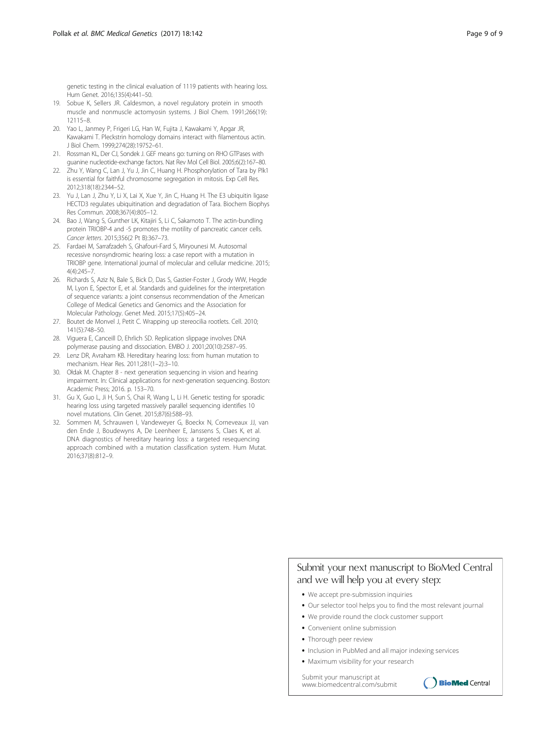genetic testing in the clinical evaluation of 1119 patients with hearing loss. Hum Genet. 2016;135(4):441–50.

19. Sobue K, Sellers JR. Caldesmon, a novel regulatory protein in smooth muscle and nonmuscle actomyosin systems. J Biol Chem. 1991;266(19):12115–8.
20. Yao L, Janmey P, Frigeri LG, Han W, Fujita J, Kawakami Y, Apgar JR, Kawakami T. Pleckstrin homology domains interact with filamentous actin. J Biol Chem. 1999;274(28):19752–61.
21. Rossman KL, Der CJ, Sondek J. GEF means go: turning on RHO GTPases with guanine nucleotide-exchange factors. Nat Rev Mol Cell Biol. 2005;6(2):167–80.
22. Zhu Y, Wang C, Lan J, Yu J, Jin C, Huang H. Phosphorylation of Tara by Plk1 is essential for faithful chromosome segregation in mitosis. Exp Cell Res. 2012;318(18):2344–52.
23. Yu J, Lan J, Zhu Y, Li X, Lai X, Xue Y, Jin C, Huang H. The E3 ubiquitin ligase HECTD3 regulates ubiquitination and degradation of Tara. Biochem Biophys Res Commun. 2008;367(4):805–12.
24. Bao J, Wang S, Gunther LK, Kitajiri S, Li C, Sakamoto T. The actin-bundling protein TRIOBP-4 and -5 promotes the motility of pancreatic cancer cells. *Cancer letters*. 2015;356(2 Pt B):367–73.
25. Fardaei M, Sarrafzadeh S, Ghafouri-Fard S, Miryounesi M. Autosomal recessive nonsyndromic hearing loss: a case report with a mutation in TRIOBP gene. International journal of molecular and cellular medicine. 2015;4(4):245–7.
26. Richards S, Aziz N, Bale S, Bick D, Das S, Gastier-Foster J, Grody WW, Hegde M, Lyon E, Spector E, et al. Standards and guidelines for the interpretation of sequence variants: a joint consensus recommendation of the American College of Medical Genetics and Genomics and the Association for Molecular Pathology. Genet Med. 2015;17(5):405–24.
27. Boutet de Monvel J, Petit C. Wrapping up stereocilia rootlets. Cell. 2010;141(5):748–50.
28. Viguera E, Canceill D, Ehrlich SD. Replication slippage involves DNA polymerase pausing and dissociation. EMBO J. 2001;20(10):2587–95.
29. Lenz DR, Avraham KB. Hereditary hearing loss: from human mutation to mechanism. Hear Res. 2011;281(1–2):3–10.
30. Ołdak M. Chapter 8 - next generation sequencing in vision and hearing impairment. In: Clinical applications for next-generation sequencing. Boston: Academic Press; 2016. p. 153–70.
31. Gu X, Guo L, Ji H, Sun S, Chai R, Wang L, Li H. Genetic testing for sporadic hearing loss using targeted massively parallel sequencing identifies 10 novel mutations. Clin Genet. 2015;87(6):588–93.
32. Sommen M, Schrauwen I, Vandeweyer G, Boeckx N, Corneveaux JJ, van den Ende J, Boudewyns A, De Leenheer E, Janssens S, Claes K, et al. DNA diagnostics of hereditary hearing loss: a targeted resequencing approach combined with a mutation classification system. Hum Mutat. 2016;37(8):812–9.

Submit your next manuscript to BioMed Central and we will help you at every step:

- We accept pre-submission inquiries
- Our selector tool helps you to find the most relevant journal
- We provide round the clock customer support
- Convenient online submission
- Thorough peer review
- Inclusion in PubMed and all major indexing services
- Maximum visibility for your research

Submit your manuscript at www.biomedcentral.com/submit

BioMed Central